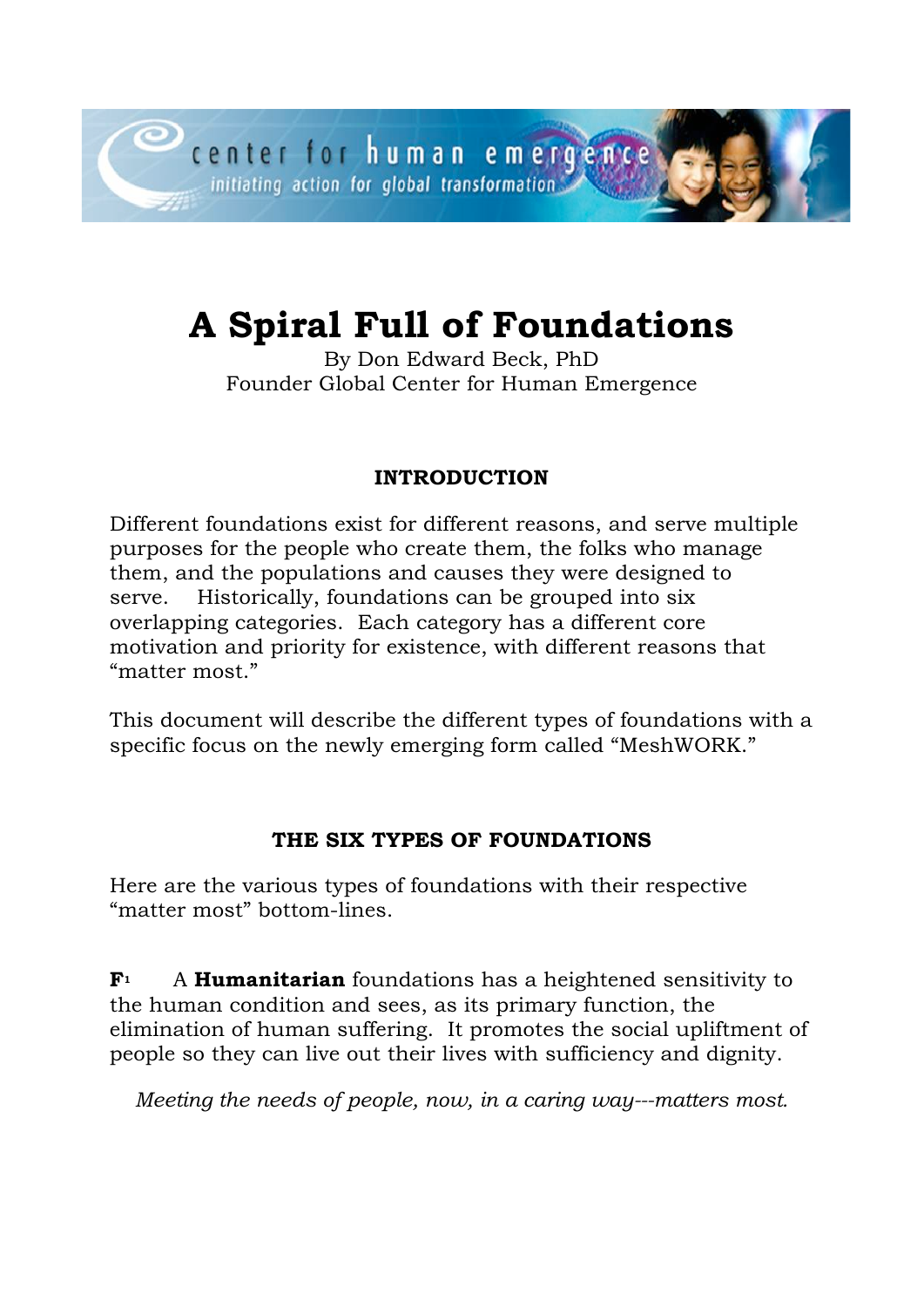# A Spiral Full of Foundations

By Don Edward Beck, PhD
Founder Global Center for Human Emergence

## INTRODUCTION

Different foundations exist for different reasons, and serve multiple purposes for the people who create them, the folks who manage them, and the populations and causes they were designed to serve. Historically, foundations can be grouped into six overlapping categories. Each category has a different core motivation and priority for existence, with different reasons that "matter most."

This document will describe the different types of foundations with a specific focus on the newly emerging form called "MeshWORK."

## THE SIX TYPES OF FOUNDATIONS

Here are the various types of foundations with their respective "matter most" bottom-lines.

**F**[1] A **Humanitarian** foundations has a heightened sensitivity to the human condition and sees, as its primary function, the elimination of human suffering. It promotes the social upliftment of people so they can live out their lives with sufficiency and dignity.

*Meeting the needs of people, now, in a caring way---matters most.*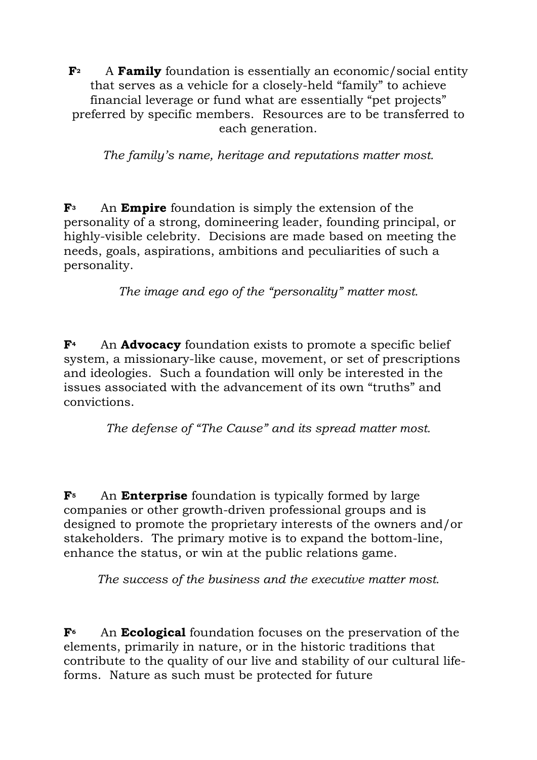**F**[2] A **Family** foundation is essentially an economic/social entity that serves as a vehicle for a closely-held "family" to achieve financial leverage or fund what are essentially "pet projects" preferred by specific members. Resources are to be transferred to each generation.

*The family's name, heritage and reputations matter most.*

**F**[3] An **Empire** foundation is simply the extension of the personality of a strong, domineering leader, founding principal, or highly-visible celebrity. Decisions are made based on meeting the needs, goals, aspirations, ambitions and peculiarities of such a personality.

*The image and ego of the "personality" matter most.*

**F**[4] An **Advocacy** foundation exists to promote a specific belief system, a missionary-like cause, movement, or set of prescriptions and ideologies. Such a foundation will only be interested in the issues associated with the advancement of its own "truths" and convictions.

*The defense of "The Cause" and its spread matter most.*

**F**[5] An **Enterprise** foundation is typically formed by large companies or other growth-driven professional groups and is designed to promote the proprietary interests of the owners and/or stakeholders. The primary motive is to expand the bottom-line, enhance the status, or win at the public relations game.

*The success of the business and the executive matter most.*

**F**[6] An **Ecological** foundation focuses on the preservation of the elements, primarily in nature, or in the historic traditions that contribute to the quality of our live and stability of our cultural life-forms. Nature as such must be protected for future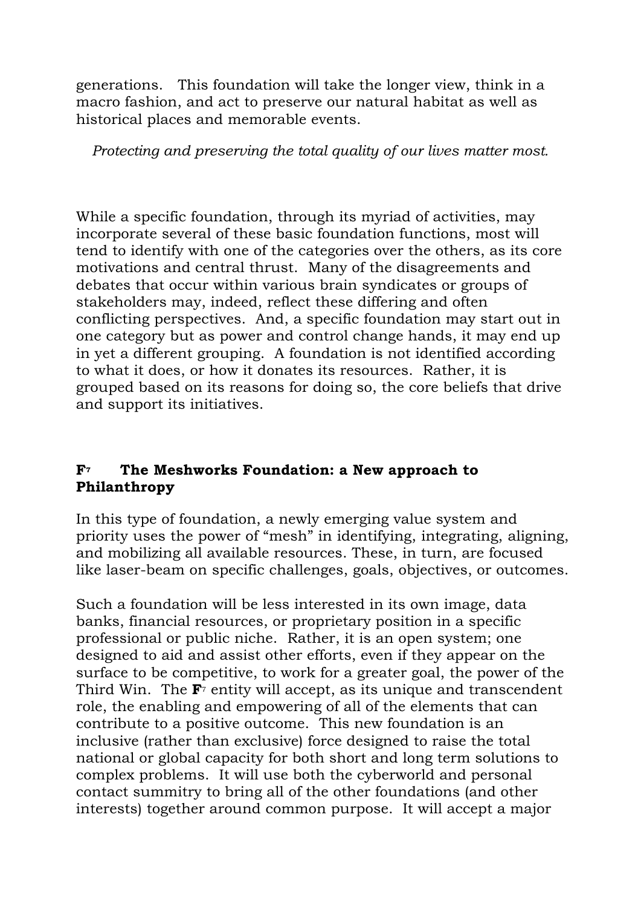generations. This foundation will take the longer view, think in a macro fashion, and act to preserve our natural habitat as well as historical places and memorable events.

*Protecting and preserving the total quality of our lives matter most.*

While a specific foundation, through its myriad of activities, may incorporate several of these basic foundation functions, most will tend to identify with one of the categories over the others, as its core motivations and central thrust. Many of the disagreements and debates that occur within various brain syndicates or groups of stakeholders may, indeed, reflect these differing and often conflicting perspectives. And, a specific foundation may start out in one category but as power and control change hands, it may end up in yet a different grouping. A foundation is not identified according to what it does, or how it donates its resources. Rather, it is grouped based on its reasons for doing so, the core beliefs that drive and support its initiatives.

### $F_7$ The Meshworks Foundation: a New approach to Philanthropy

In this type of foundation, a newly emerging value system and priority uses the power of "mesh" in identifying, integrating, aligning, and mobilizing all available resources. These, in turn, are focused like laser-beam on specific challenges, goals, objectives, or outcomes.

Such a foundation will be less interested in its own image, data banks, financial resources, or proprietary position in a specific professional or public niche. Rather, it is an open system; one designed to aid and assist other efforts, even if they appear on the surface to be competitive, to work for a greater goal, the power of the Third Win. The $\mathbf{F}_7$ entity will accept, as its unique and transcendent role, the enabling and empowering of all of the elements that can contribute to a positive outcome. This new foundation is an inclusive (rather than exclusive) force designed to raise the total national or global capacity for both short and long term solutions to complex problems. It will use both the cyberworld and personal contact summitry to bring all of the other foundations (and other interests) together around common purpose. It will accept a major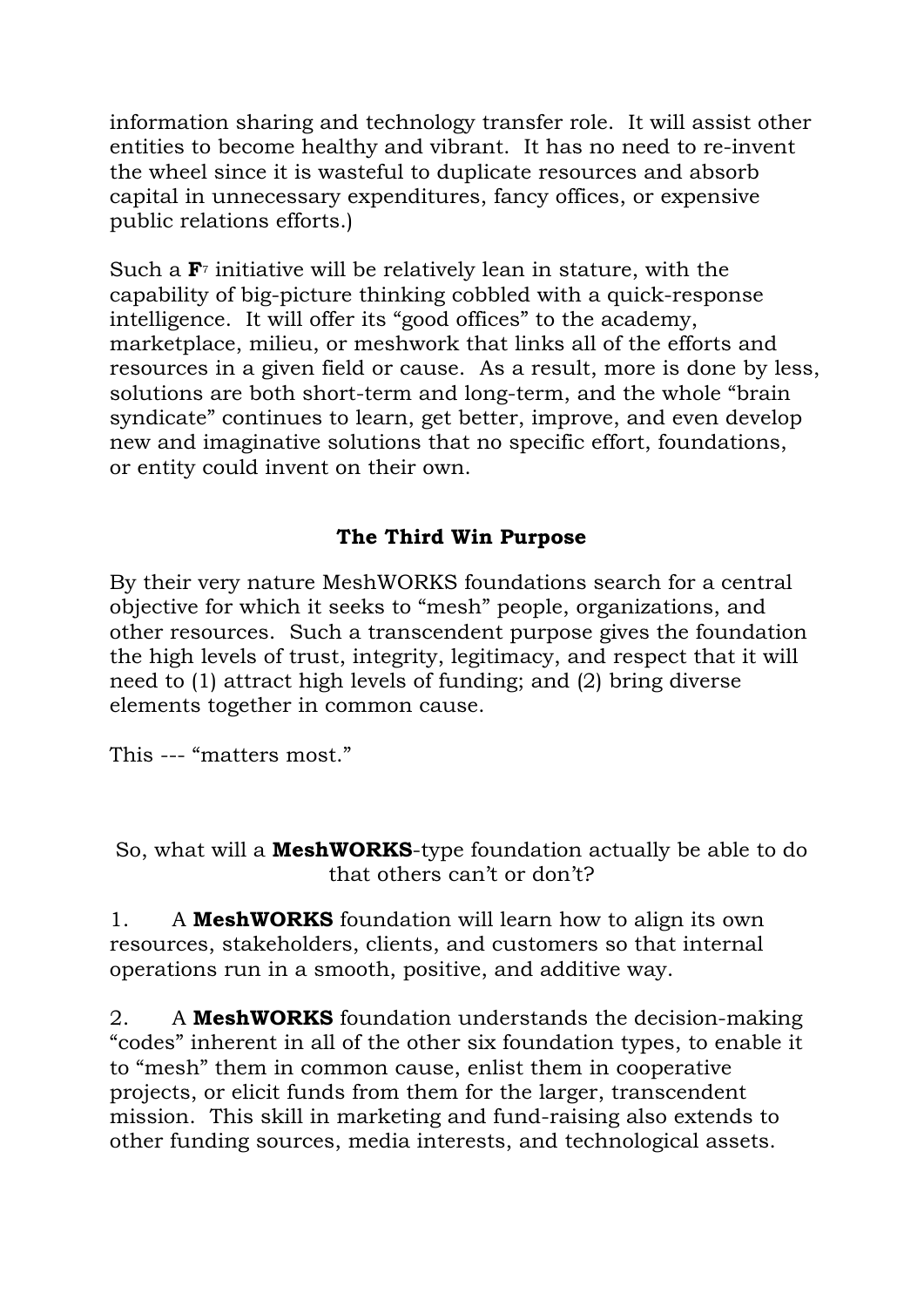information sharing and technology transfer role. It will assist other entities to become healthy and vibrant. It has no need to re-invent the wheel since it is wasteful to duplicate resources and absorb capital in unnecessary expenditures, fancy offices, or expensive public relations efforts.)

Such a **F**[7] initiative will be relatively lean in stature, with the capability of big-picture thinking cobbled with a quick-response intelligence. It will offer its "good offices" to the academy, marketplace, milieu, or meshwork that links all of the efforts and resources in a given field or cause. As a result, more is done by less, solutions are both short-term and long-term, and the whole "brain syndicate" continues to learn, get better, improve, and even develop new and imaginative solutions that no specific effort, foundations, or entity could invent on their own.

### The Third Win Purpose

By their very nature MeshWORKS foundations search for a central objective for which it seeks to "mesh" people, organizations, and other resources. Such a transcendent purpose gives the foundation the high levels of trust, integrity, legitimacy, and respect that it will need to (1) attract high levels of funding; and (2) bring diverse elements together in common cause.

This --- "matters most."

So, what will a **MeshWORKS**-type foundation actually be able to do that others can't or don't?

1. A **MeshWORKS** foundation will learn how to align its own resources, stakeholders, clients, and customers so that internal operations run in a smooth, positive, and additive way.

2. A **MeshWORKS** foundation understands the decision-making "codes" inherent in all of the other six foundation types, to enable it to "mesh" them in common cause, enlist them in cooperative projects, or elicit funds from them for the larger, transcendent mission. This skill in marketing and fund-raising also extends to other funding sources, media interests, and technological assets.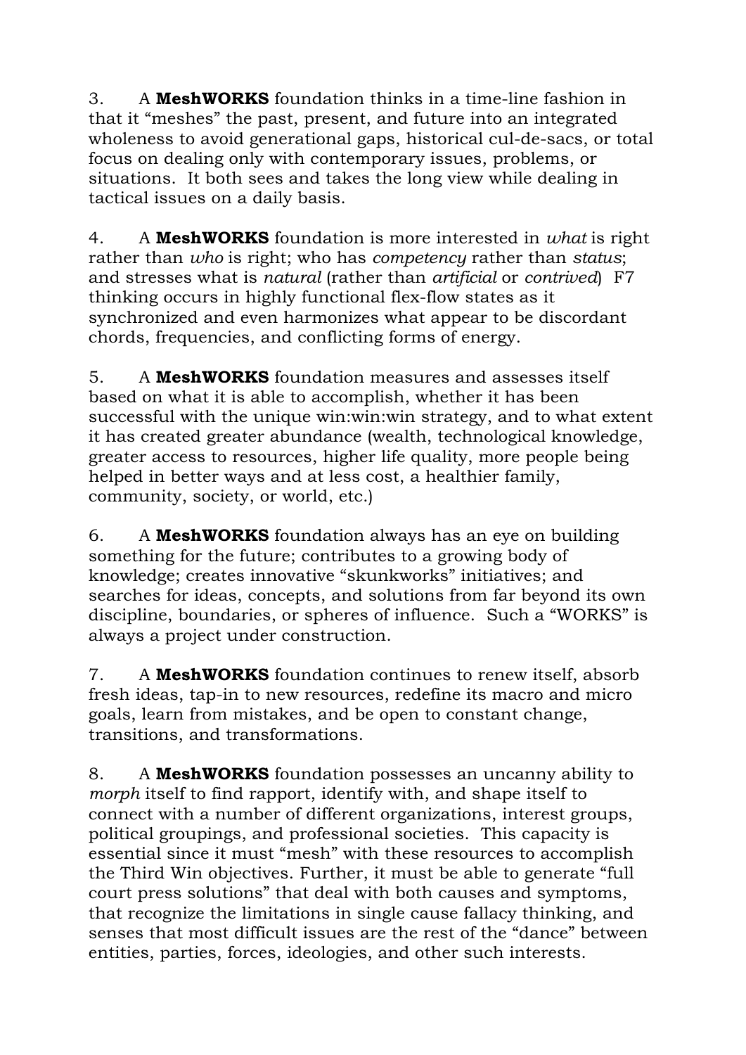3. A **MeshWORKS** foundation thinks in a time-line fashion in that it "meshes" the past, present, and future into an integrated wholeness to avoid generational gaps, historical cul-de-sacs, or total focus on dealing only with contemporary issues, problems, or situations. It both sees and takes the long view while dealing in tactical issues on a daily basis.

4. A **MeshWORKS** foundation is more interested in *what* is right rather than *who* is right; who has *competency* rather than *status*; and stresses what is *natural* (rather than *artificial* or *contrived*) F7 thinking occurs in highly functional flex-flow states as it synchronized and even harmonizes what appear to be discordant chords, frequencies, and conflicting forms of energy.

5. A **MeshWORKS** foundation measures and assesses itself based on what it is able to accomplish, whether it has been successful with the unique win:win:win strategy, and to what extent it has created greater abundance (wealth, technological knowledge, greater access to resources, higher life quality, more people being helped in better ways and at less cost, a healthier family, community, society, or world, etc.)

6. A **MeshWORKS** foundation always has an eye on building something for the future; contributes to a growing body of knowledge; creates innovative "skunkworks" initiatives; and searches for ideas, concepts, and solutions from far beyond its own discipline, boundaries, or spheres of influence. Such a "WORKS" is always a project under construction.

7. A **MeshWORKS** foundation continues to renew itself, absorb fresh ideas, tap-in to new resources, redefine its macro and micro goals, learn from mistakes, and be open to constant change, transitions, and transformations.

8. A **MeshWORKS** foundation possesses an uncanny ability to *morph* itself to find rapport, identify with, and shape itself to connect with a number of different organizations, interest groups, political groupings, and professional societies. This capacity is essential since it must "mesh" with these resources to accomplish the Third Win objectives. Further, it must be able to generate "full court press solutions" that deal with both causes and symptoms, that recognize the limitations in single cause fallacy thinking, and senses that most difficult issues are the rest of the "dance" between entities, parties, forces, ideologies, and other such interests.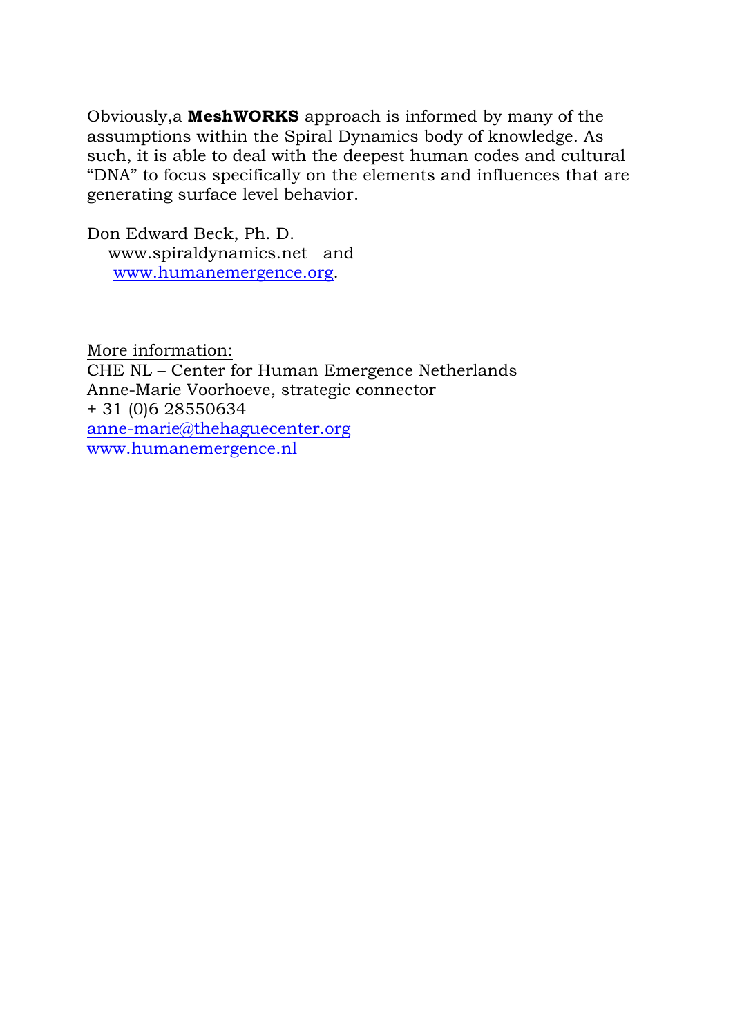Obviously,a **MeshWORKS** approach is informed by many of the assumptions within the Spiral Dynamics body of knowledge. As such, it is able to deal with the deepest human codes and cultural "DNA" to focus specifically on the elements and influences that are generating surface level behavior.

Don Edward Beck, Ph. D.
www.spiraldynamics.net and
www.humanemergence.org.

More information:
CHE NL – Center for Human Emergence Netherlands
Anne-Marie Voorhoeve, strategic connector
+ 31 (0)6 28550634
anne-marie@thehaguecenter.org
www.humanemergence.nl